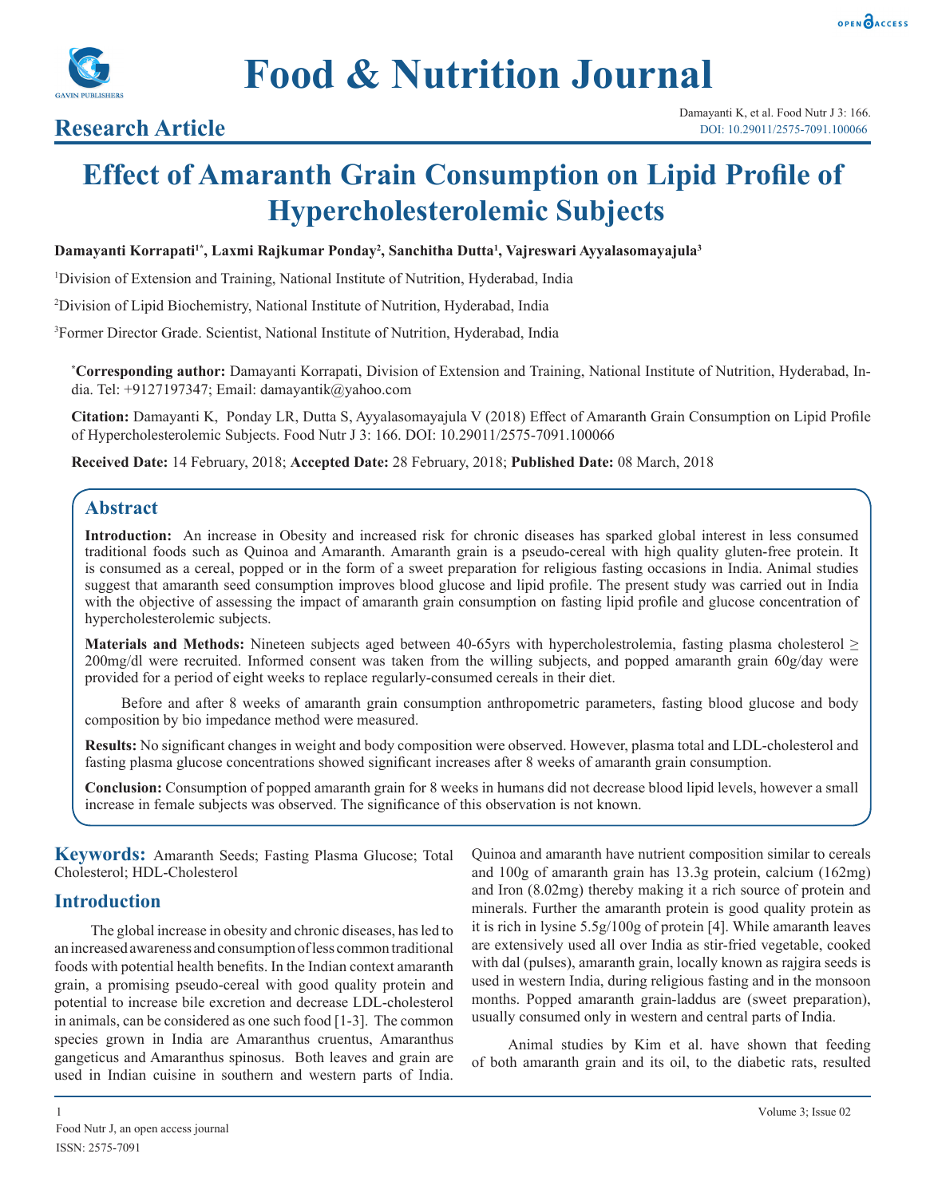# Food & Nutrition Journal

## Research Article

Damayanti K, et al. Food Nutr J 3: 166.
DOI: 10.29011/2575-7091.100066

# Effect of Amaranth Grain Consumption on Lipid Profile of Hypercholesterolemic Subjects

**Damayanti Korrapati[1*], Laxmi Rajkumar Ponday[2], Sanchitha Dutta[1], Vajreswari Ayyalasomayajula[3]**

[1]Division of Extension and Training, National Institute of Nutrition, Hyderabad, India

[2]Division of Lipid Biochemistry, National Institute of Nutrition, Hyderabad, India

[3]Former Director Grade. Scientist, National Institute of Nutrition, Hyderabad, India

**[*]Corresponding author:** Damayanti Korrapati, Division of Extension and Training, National Institute of Nutrition, Hyderabad, India. Tel: +9127197347; Email: damayantik@yahoo.com

**Citation:** Damayanti K, Ponday LR, Dutta S, Ayyalasomayajula V (2018) Effect of Amaranth Grain Consumption on Lipid Profile of Hypercholesterolemic Subjects. Food Nutr J 3: 166. DOI: 10.29011/2575-7091.100066

**Received Date:** 14 February, 2018; **Accepted Date:** 28 February, 2018; **Published Date:** 08 March, 2018

## Abstract

**Introduction:** An increase in Obesity and increased risk for chronic diseases has sparked global interest in less consumed traditional foods such as Quinoa and Amaranth. Amaranth grain is a pseudo-cereal with high quality gluten-free protein. It is consumed as a cereal, popped or in the form of a sweet preparation for religious fasting occasions in India. Animal studies suggest that amaranth seed consumption improves blood glucose and lipid profile. The present study was carried out in India with the objective of assessing the impact of amaranth grain consumption on fasting lipid profile and glucose concentration of hypercholesterolemic subjects.

**Materials and Methods:** Nineteen subjects aged between 40-65yrs with hypercholestrolemia, fasting plasma cholesterol ≥ 200mg/dl were recruited. Informed consent was taken from the willing subjects, and popped amaranth grain 60g/day were provided for a period of eight weeks to replace regularly-consumed cereals in their diet.

Before and after 8 weeks of amaranth grain consumption anthropometric parameters, fasting blood glucose and body composition by bio impedance method were measured.

**Results:** No significant changes in weight and body composition were observed. However, plasma total and LDL-cholesterol and fasting plasma glucose concentrations showed significant increases after 8 weeks of amaranth grain consumption.

**Conclusion:** Consumption of popped amaranth grain for 8 weeks in humans did not decrease blood lipid levels, however a small increase in female subjects was observed. The significance of this observation is not known.

**Keywords:** Amaranth Seeds; Fasting Plasma Glucose; Total Cholesterol; HDL-Cholesterol

## Introduction

The global increase in obesity and chronic diseases, has led to an increased awareness and consumption of less common traditional foods with potential health benefits. In the Indian context amaranth grain, a promising pseudo-cereal with good quality protein and potential to increase bile excretion and decrease LDL-cholesterol in animals, can be considered as one such food [1-3]. The common species grown in India are Amaranthus cruentus, Amaranthus gangeticus and Amaranthus spinosus. Both leaves and grain are used in Indian cuisine in southern and western parts of India. Quinoa and amaranth have nutrient composition similar to cereals and 100g of amaranth grain has 13.3g protein, calcium (162mg) and Iron (8.02mg) thereby making it a rich source of protein and minerals. Further the amaranth protein is good quality protein as it is rich in lysine 5.5g/100g of protein [4]. While amaranth leaves are extensively used all over India as stir-fried vegetable, cooked with dal (pulses), amaranth grain, locally known as rajgira seeds is used in western India, during religious fasting and in the monsoon months. Popped amaranth grain-laddus are (sweet preparation), usually consumed only in western and central parts of India.

Animal studies by Kim et al. have shown that feeding of both amaranth grain and its oil, to the diabetic rats, resulted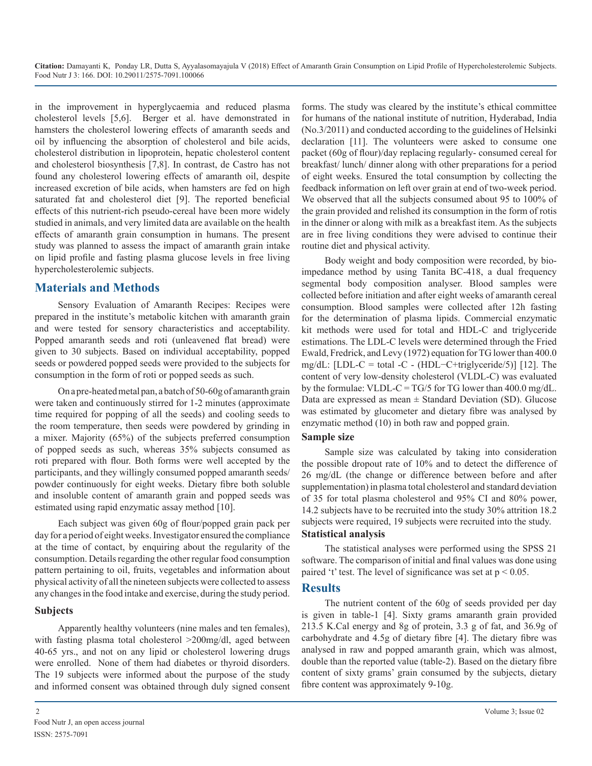in the improvement in hyperglycaemia and reduced plasma cholesterol levels [5,6]. Berger et al. have demonstrated in hamsters the cholesterol lowering effects of amaranth seeds and oil by influencing the absorption of cholesterol and bile acids, cholesterol distribution in lipoprotein, hepatic cholesterol content and cholesterol biosynthesis [7,8]. In contrast, de Castro has not found any cholesterol lowering effects of amaranth oil, despite increased excretion of bile acids, when hamsters are fed on high saturated fat and cholesterol diet [9]. The reported beneficial effects of this nutrient-rich pseudo-cereal have been more widely studied in animals, and very limited data are available on the health effects of amaranth grain consumption in humans. The present study was planned to assess the impact of amaranth grain intake on lipid profile and fasting plasma glucose levels in free living hypercholesterolemic subjects.

## Materials and Methods

Sensory Evaluation of Amaranth Recipes: Recipes were prepared in the institute's metabolic kitchen with amaranth grain and were tested for sensory characteristics and acceptability. Popped amaranth seeds and roti (unleavened flat bread) were given to 30 subjects. Based on individual acceptability, popped seeds or powdered popped seeds were provided to the subjects for consumption in the form of roti or popped seeds as such.

On a pre-heated metal pan, a batch of 50-60g of amaranth grain were taken and continuously stirred for 1-2 minutes (approximate time required for popping of all the seeds) and cooling seeds to the room temperature, then seeds were powdered by grinding in a mixer. Majority (65%) of the subjects preferred consumption of popped seeds as such, whereas 35% subjects consumed as roti prepared with flour. Both forms were well accepted by the participants, and they willingly consumed popped amaranth seeds/ powder continuously for eight weeks. Dietary fibre both soluble and insoluble content of amaranth grain and popped seeds was estimated using rapid enzymatic assay method [10].

Each subject was given 60g of flour/popped grain pack per day for a period of eight weeks. Investigator ensured the compliance at the time of contact, by enquiring about the regularity of the consumption. Details regarding the other regular food consumption pattern pertaining to oil, fruits, vegetables and information about physical activity of all the nineteen subjects were collected to assess any changes in the food intake and exercise, during the study period.

### Subjects

Apparently healthy volunteers (nine males and ten females), with fasting plasma total cholesterol >200mg/dl, aged between 40-65 yrs., and not on any lipid or cholesterol lowering drugs were enrolled. None of them had diabetes or thyroid disorders. The 19 subjects were informed about the purpose of the study and informed consent was obtained through duly signed consent forms. The study was cleared by the institute's ethical committee for humans of the national institute of nutrition, Hyderabad, India (No.3/2011) and conducted according to the guidelines of Helsinki declaration [11]. The volunteers were asked to consume one packet (60g of flour)/day replacing regularly- consumed cereal for breakfast/ lunch/ dinner along with other preparations for a period of eight weeks. Ensured the total consumption by collecting the feedback information on left over grain at end of two-week period. We observed that all the subjects consumed about 95 to 100% of the grain provided and relished its consumption in the form of rotis in the dinner or along with milk as a breakfast item. As the subjects are in free living conditions they were advised to continue their routine diet and physical activity.

Body weight and body composition were recorded, by bio-impedance method by using Tanita BC-418, a dual frequency segmental body composition analyser. Blood samples were collected before initiation and after eight weeks of amaranth cereal consumption. Blood samples were collected after 12h fasting for the determination of plasma lipids. Commercial enzymatic kit methods were used for total and HDL-C and triglyceride estimations. The LDL-C levels were determined through the Fried Ewald, Fredrick, and Levy (1972) equation for TG lower than 400.0 mg/dL: [LDL-C = total -C - (HDL−C+triglyceride/5)] [12]. The content of very low-density cholesterol (VLDL-C) was evaluated by the formulae: VLDL-C = TG/5 for TG lower than 400.0 mg/dL. Data are expressed as mean ± Standard Deviation (SD). Glucose was estimated by glucometer and dietary fibre was analysed by enzymatic method (10) in both raw and popped grain.

### Sample size

Sample size was calculated by taking into consideration the possible dropout rate of 10% and to detect the difference of 26 mg/dL (the change or difference between before and after supplementation) in plasma total cholesterol and standard deviation of 35 for total plasma cholesterol and 95% CI and 80% power, 14.2 subjects have to be recruited into the study 30% attrition 18.2 subjects were required, 19 subjects were recruited into the study.

### Statistical analysis

The statistical analyses were performed using the SPSS 21 software. The comparison of initial and final values was done using paired 't' test. The level of significance was set at $p < 0.05$.

## Results

The nutrient content of the 60g of seeds provided per day is given in table-1 [4]. Sixty grams amaranth grain provided 213.5 K.Cal energy and 8g of protein, 3.3 g of fat, and 36.9g of carbohydrate and 4.5g of dietary fibre [4]. The dietary fibre was analysed in raw and popped amaranth grain, which was almost, double than the reported value (table-2). Based on the dietary fibre content of sixty grams' grain consumed by the subjects, dietary fibre content was approximately 9-10g.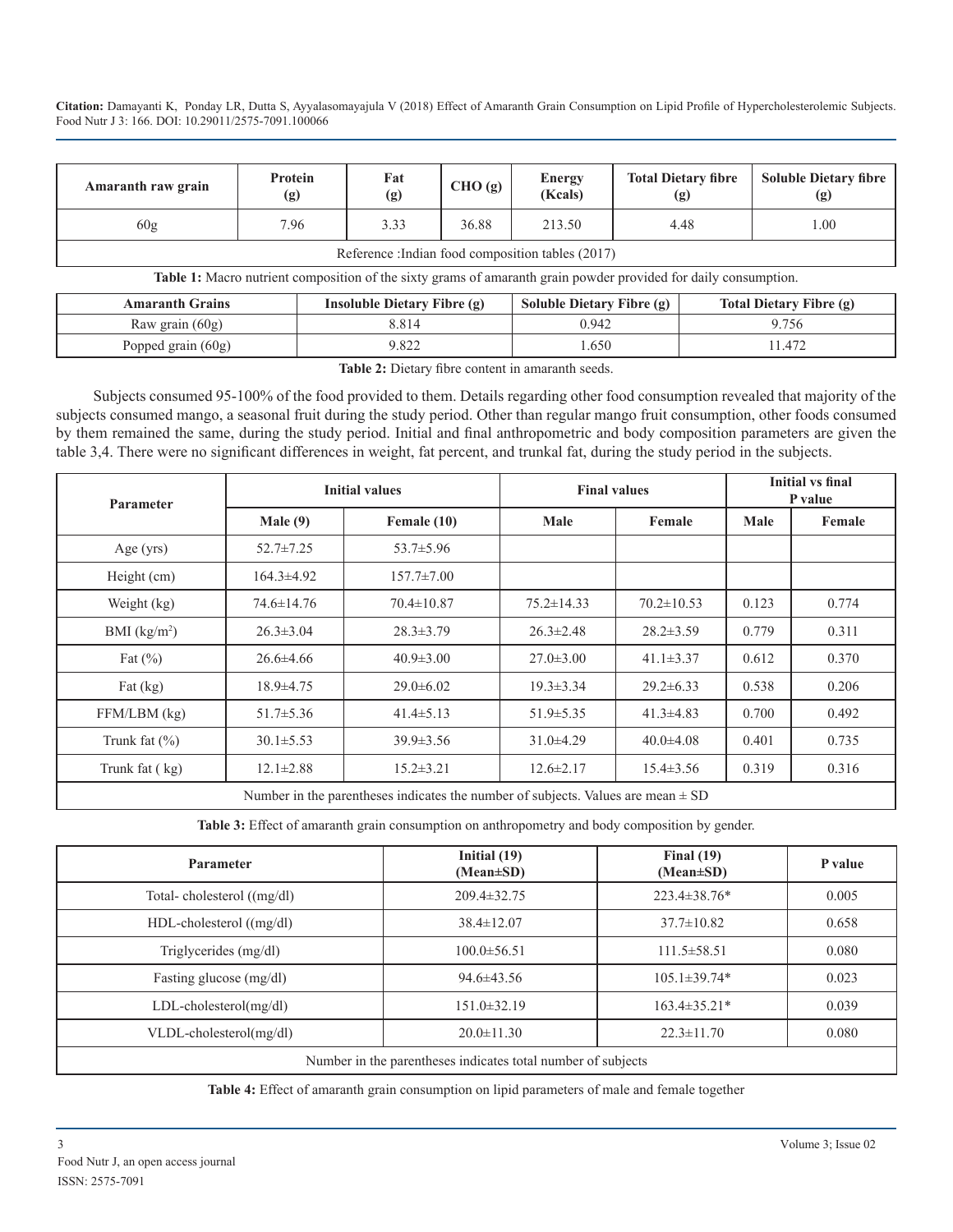| Amaranth raw grain | Protein (g) | Fat (g) | CHO (g) | Energy (Kcals) | Total Dietary fibre (g) | Soluble Dietary fibre (g) |
|---|---|---|---|---|---|---|
| 60g | 7.96 | 3.33 | 36.88 | 213.50 | 4.48 | 1.00 |
| Reference :Indian food composition tables (2017) | | | | | | |

**Table 1:** Macro nutrient composition of the sixty grams of amaranth grain powder provided for daily consumption.

| Amaranth Grains | Insoluble Dietary Fibre (g) | Soluble Dietary Fibre (g) | Total Dietary Fibre (g) |
|---|---|---|---|
| Raw grain (60g) | 8.814 | 0.942 | 9.756 |
| Popped grain (60g) | 9.822 | 1.650 | 11.472 |

**Table 2:** Dietary fibre content in amaranth seeds.

Subjects consumed 95-100% of the food provided to them. Details regarding other food consumption revealed that majority of the subjects consumed mango, a seasonal fruit during the study period. Other than regular mango fruit consumption, other foods consumed by them remained the same, during the study period. Initial and final anthropometric and body composition parameters are given the table 3,4. There were no significant differences in weight, fat percent, and trunkal fat, during the study period in the subjects.

| Parameter | Initial values | | Final values | | Initial vs final P value | |
|---|---|---|---|---|---|---|
| | Male (9) | Female (10) | Male | Female | Male | Female |
| Age (yrs) | 52.7±7.25 | 53.7±5.96 | | | | |
| Height (cm) | 164.3±4.92 | 157.7±7.00 | | | | |
| Weight (kg) | 74.6±14.76 | 70.4±10.87 | 75.2±14.33 | 70.2±10.53 | 0.123 | 0.774 |
| BMI (kg/m²) | 26.3±3.04 | 28.3±3.79 | 26.3±2.48 | 28.2±3.59 | 0.779 | 0.311 |
| Fat (%) | 26.6±4.66 | 40.9±3.00 | 27.0±3.00 | 41.1±3.37 | 0.612 | 0.370 |
| Fat (kg) | 18.9±4.75 | 29.0±6.02 | 19.3±3.34 | 29.2±6.33 | 0.538 | 0.206 |
| FFM/LBM (kg) | 51.7±5.36 | 41.4±5.13 | 51.9±5.35 | 41.3±4.83 | 0.700 | 0.492 |
| Trunk fat (%) | 30.1±5.53 | 39.9±3.56 | 31.0±4.29 | 40.0±4.08 | 0.401 | 0.735 |
| Trunk fat ( kg) | 12.1±2.88 | 15.2±3.21 | 12.6±2.17 | 15.4±3.56 | 0.319 | 0.316 |
| Number in the parentheses indicates the number of subjects. Values are mean ± SD | | | | | | |

**Table 3:** Effect of amaranth grain consumption on anthropometry and body composition by gender.

| Parameter | Initial (19) (Mean±SD) | Final (19) (Mean±SD) | P value |
|---|---|---|---|
| Total- cholesterol ((mg/dl) | 209.4±32.75 | 223.4±38.76* | 0.005 |
| HDL-cholesterol ((mg/dl) | 38.4±12.07 | 37.7±10.82 | 0.658 |
| Triglycerides (mg/dl) | 100.0±56.51 | 111.5±58.51 | 0.080 |
| Fasting glucose (mg/dl) | 94.6±43.56 | 105.1±39.74* | 0.023 |
| LDL-cholesterol(mg/dl) | 151.0±32.19 | 163.4±35.21* | 0.039 |
| VLDL-cholesterol(mg/dl) | 20.0±11.30 | 22.3±11.70 | 0.080 |
| Number in the parentheses indicates total number of subjects | | | |

**Table 4:** Effect of amaranth grain consumption on lipid parameters of male and female together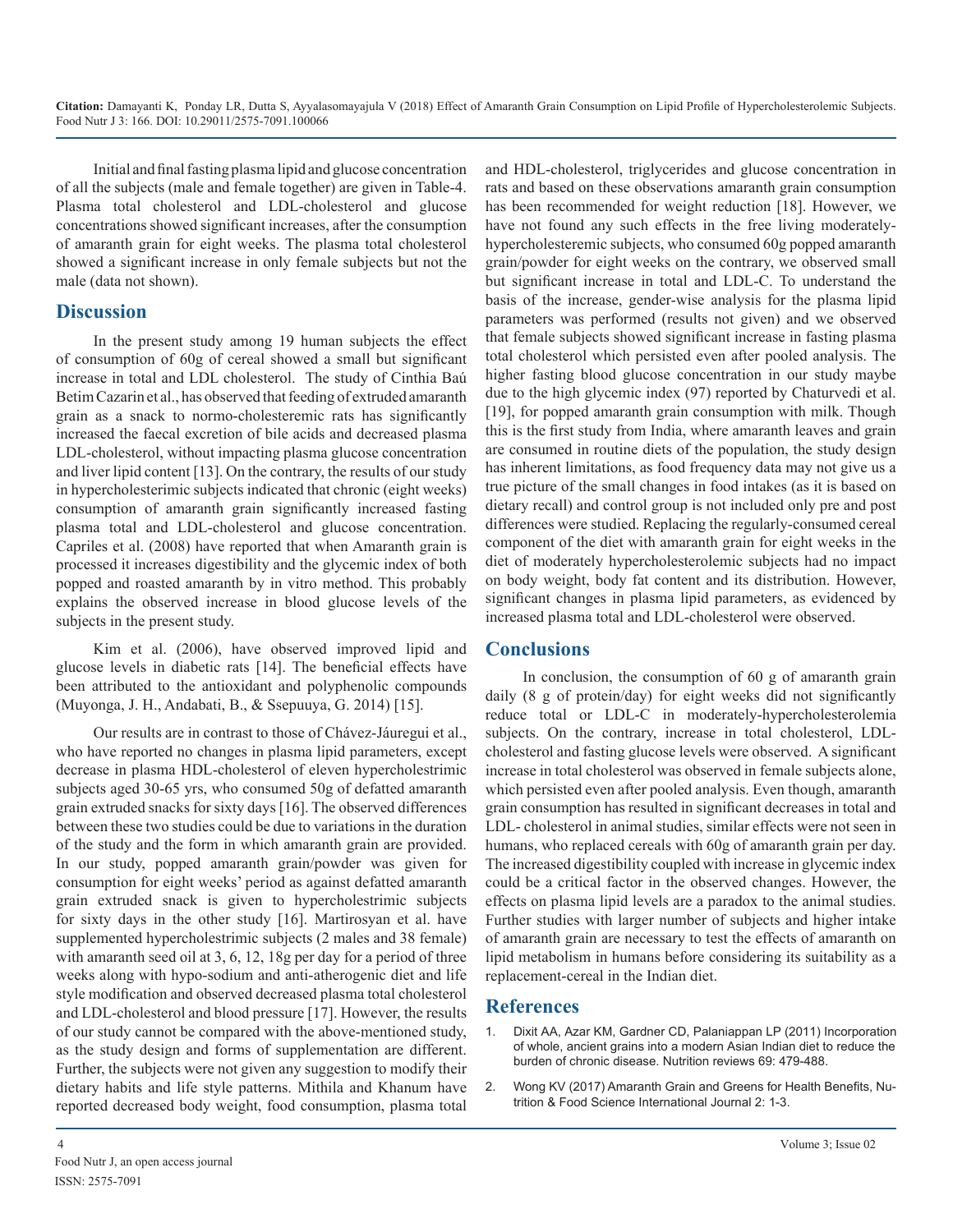Initial and final fasting plasma lipid and glucose concentration of all the subjects (male and female together) are given in Table-4. Plasma total cholesterol and LDL-cholesterol and glucose concentrations showed significant increases, after the consumption of amaranth grain for eight weeks. The plasma total cholesterol showed a significant increase in only female subjects but not the male (data not shown).

## Discussion

In the present study among 19 human subjects the effect of consumption of 60g of cereal showed a small but significant increase in total and LDL cholesterol. The study of Cinthia Baú Betim Cazarin et al., has observed that feeding of extruded amaranth grain as a snack to normo-cholesteremic rats has significantly increased the faecal excretion of bile acids and decreased plasma LDL-cholesterol, without impacting plasma glucose concentration and liver lipid content [13]. On the contrary, the results of our study in hypercholesterimic subjects indicated that chronic (eight weeks) consumption of amaranth grain significantly increased fasting plasma total and LDL-cholesterol and glucose concentration. Capriles et al. (2008) have reported that when Amaranth grain is processed it increases digestibility and the glycemic index of both popped and roasted amaranth by in vitro method. This probably explains the observed increase in blood glucose levels of the subjects in the present study.

Kim et al. (2006), have observed improved lipid and glucose levels in diabetic rats [14]. The beneficial effects have been attributed to the antioxidant and polyphenolic compounds (Muyonga, J. H., Andabati, B., & Ssepuuya, G. 2014) [15].

Our results are in contrast to those of Chávez-Jáuregui et al., who have reported no changes in plasma lipid parameters, except decrease in plasma HDL-cholesterol of eleven hypercholestrimic subjects aged 30-65 yrs, who consumed 50g of defatted amaranth grain extruded snacks for sixty days [16]. The observed differences between these two studies could be due to variations in the duration of the study and the form in which amaranth grain are provided. In our study, popped amaranth grain/powder was given for consumption for eight weeks' period as against defatted amaranth grain extruded snack is given to hypercholestrimic subjects for sixty days in the other study [16]. Martirosyan et al. have supplemented hypercholestrimic subjects (2 males and 38 female) with amaranth seed oil at 3, 6, 12, 18g per day for a period of three weeks along with hypo-sodium and anti-atherogenic diet and life style modification and observed decreased plasma total cholesterol and LDL-cholesterol and blood pressure [17]. However, the results of our study cannot be compared with the above-mentioned study, as the study design and forms of supplementation are different. Further, the subjects were not given any suggestion to modify their dietary habits and life style patterns. Mithila and Khanum have reported decreased body weight, food consumption, plasma total and HDL-cholesterol, triglycerides and glucose concentration in rats and based on these observations amaranth grain consumption has been recommended for weight reduction [18]. However, we have not found any such effects in the free living moderately-hypercholesteremic subjects, who consumed 60g popped amaranth grain/powder for eight weeks on the contrary, we observed small but significant increase in total and LDL-C. To understand the basis of the increase, gender-wise analysis for the plasma lipid parameters was performed (results not given) and we observed that female subjects showed significant increase in fasting plasma total cholesterol which persisted even after pooled analysis. The higher fasting blood glucose concentration in our study maybe due to the high glycemic index (97) reported by Chaturvedi et al. [19], for popped amaranth grain consumption with milk. Though this is the first study from India, where amaranth leaves and grain are consumed in routine diets of the population, the study design has inherent limitations, as food frequency data may not give us a true picture of the small changes in food intakes (as it is based on dietary recall) and control group is not included only pre and post differences were studied. Replacing the regularly-consumed cereal component of the diet with amaranth grain for eight weeks in the diet of moderately hypercholesterolemic subjects had no impact on body weight, body fat content and its distribution. However, significant changes in plasma lipid parameters, as evidenced by increased plasma total and LDL-cholesterol were observed.

## Conclusions

In conclusion, the consumption of 60 g of amaranth grain daily (8 g of protein/day) for eight weeks did not significantly reduce total or LDL-C in moderately-hypercholesterolemia subjects. On the contrary, increase in total cholesterol, LDL-cholesterol and fasting glucose levels were observed. A significant increase in total cholesterol was observed in female subjects alone, which persisted even after pooled analysis. Even though, amaranth grain consumption has resulted in significant decreases in total and LDL- cholesterol in animal studies, similar effects were not seen in humans, who replaced cereals with 60g of amaranth grain per day. The increased digestibility coupled with increase in glycemic index could be a critical factor in the observed changes. However, the effects on plasma lipid levels are a paradox to the animal studies. Further studies with larger number of subjects and higher intake of amaranth grain are necessary to test the effects of amaranth on lipid metabolism in humans before considering its suitability as a replacement-cereal in the Indian diet.

## References

1. Dixit AA, Azar KM, Gardner CD, Palaniappan LP (2011) Incorporation of whole, ancient grains into a modern Asian Indian diet to reduce the burden of chronic disease. Nutrition reviews 69: 479-488.
2. Wong KV (2017) Amaranth Grain and Greens for Health Benefits, Nutrition & Food Science International Journal 2: 1-3.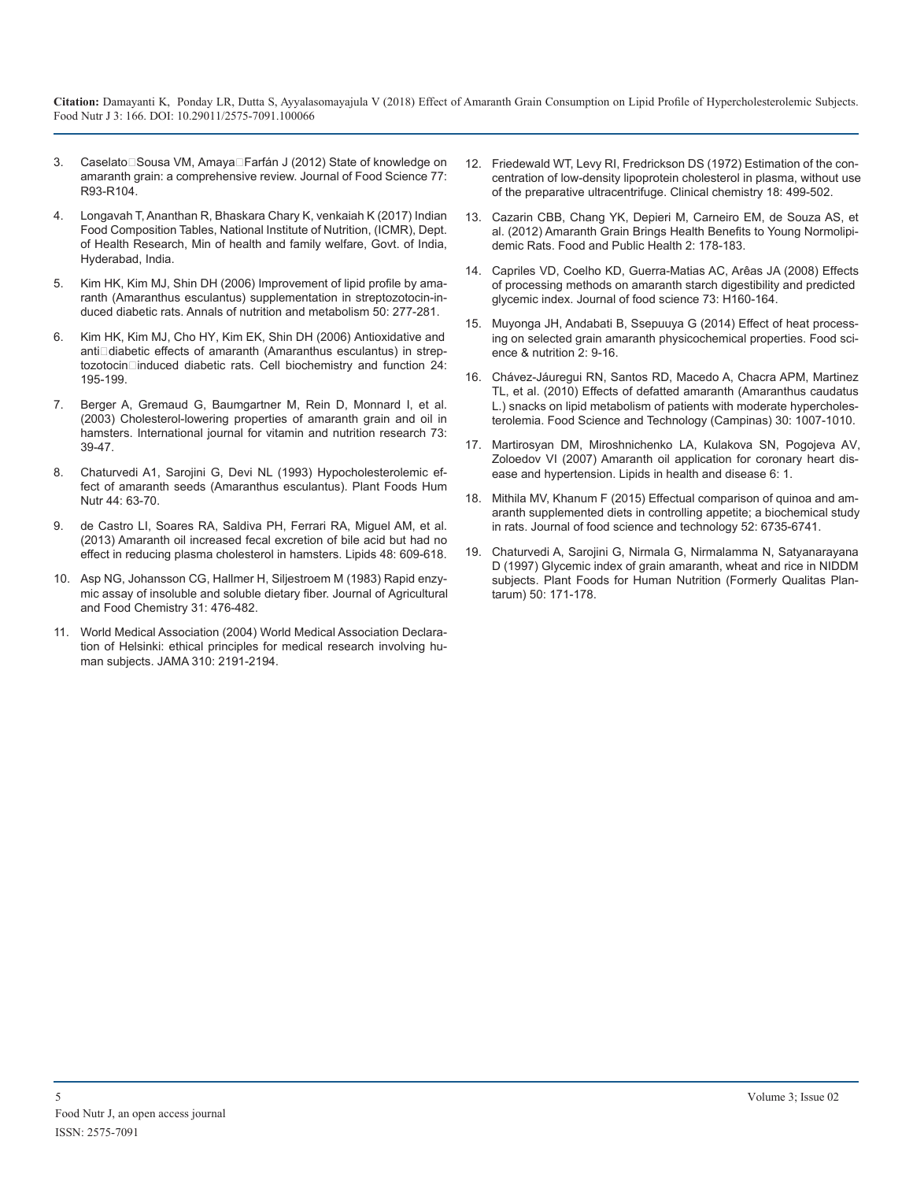3. Caselato‐Sousa VM, Amaya‐Farfán J (2012) State of knowledge on amaranth grain: a comprehensive review. Journal of Food Science 77: R93-R104.

4. Longavah T, Ananthan R, Bhaskara Chary K, venkaiah K (2017) Indian Food Composition Tables, National Institute of Nutrition, (ICMR), Dept. of Health Research, Min of health and family welfare, Govt. of India, Hyderabad, India.

5. Kim HK, Kim MJ, Shin DH (2006) Improvement of lipid profile by amaranth (Amaranthus esculantus) supplementation in streptozotocin-induced diabetic rats. Annals of nutrition and metabolism 50: 277-281.

6. Kim HK, Kim MJ, Cho HY, Kim EK, Shin DH (2006) Antioxidative and anti‐diabetic effects of amaranth (Amaranthus esculantus) in streptozotocin‐induced diabetic rats. Cell biochemistry and function 24: 195-199.

7. Berger A, Gremaud G, Baumgartner M, Rein D, Monnard I, et al. (2003) Cholesterol-lowering properties of amaranth grain and oil in hamsters. International journal for vitamin and nutrition research 73: 39-47.

8. Chaturvedi A1, Sarojini G, Devi NL (1993) Hypocholesterolemic effect of amaranth seeds (Amaranthus esculantus). Plant Foods Hum Nutr 44: 63-70.

9. de Castro LI, Soares RA, Saldiva PH, Ferrari RA, Miguel AM, et al. (2013) Amaranth oil increased fecal excretion of bile acid but had no effect in reducing plasma cholesterol in hamsters. Lipids 48: 609-618.

10. Asp NG, Johansson CG, Hallmer H, Siljestroem M (1983) Rapid enzymic assay of insoluble and soluble dietary fiber. Journal of Agricultural and Food Chemistry 31: 476-482.

11. World Medical Association (2004) World Medical Association Declaration of Helsinki: ethical principles for medical research involving human subjects. JAMA 310: 2191-2194.

12. Friedewald WT, Levy RI, Fredrickson DS (1972) Estimation of the concentration of low-density lipoprotein cholesterol in plasma, without use of the preparative ultracentrifuge. Clinical chemistry 18: 499-502.

13. Cazarin CBB, Chang YK, Depieri M, Carneiro EM, de Souza AS, et al. (2012) Amaranth Grain Brings Health Benefits to Young Normolipidemic Rats. Food and Public Health 2: 178-183.

14. Capriles VD, Coelho KD, Guerra-Matias AC, Arêas JA (2008) Effects of processing methods on amaranth starch digestibility and predicted glycemic index. Journal of food science 73: H160-164.

15. Muyonga JH, Andabati B, Ssepuuya G (2014) Effect of heat processing on selected grain amaranth physicochemical properties. Food science & nutrition 2: 9-16.

16. Chávez-Jáuregui RN, Santos RD, Macedo A, Chacra APM, Martinez TL, et al. (2010) Effects of defatted amaranth (Amaranthus caudatus L.) snacks on lipid metabolism of patients with moderate hypercholesterolemia. Food Science and Technology (Campinas) 30: 1007-1010.

17. Martirosyan DM, Miroshnichenko LA, Kulakova SN, Pogojeva AV, Zoloedov VI (2007) Amaranth oil application for coronary heart disease and hypertension. Lipids in health and disease 6: 1.

18. Mithila MV, Khanum F (2015) Effectual comparison of quinoa and amaranth supplemented diets in controlling appetite; a biochemical study in rats. Journal of food science and technology 52: 6735-6741.

19. Chaturvedi A, Sarojini G, Nirmala G, Nirmalamma N, Satyanarayana D (1997) Glycemic index of grain amaranth, wheat and rice in NIDDM subjects. Plant Foods for Human Nutrition (Formerly Qualitas Plantarum) 50: 171-178.